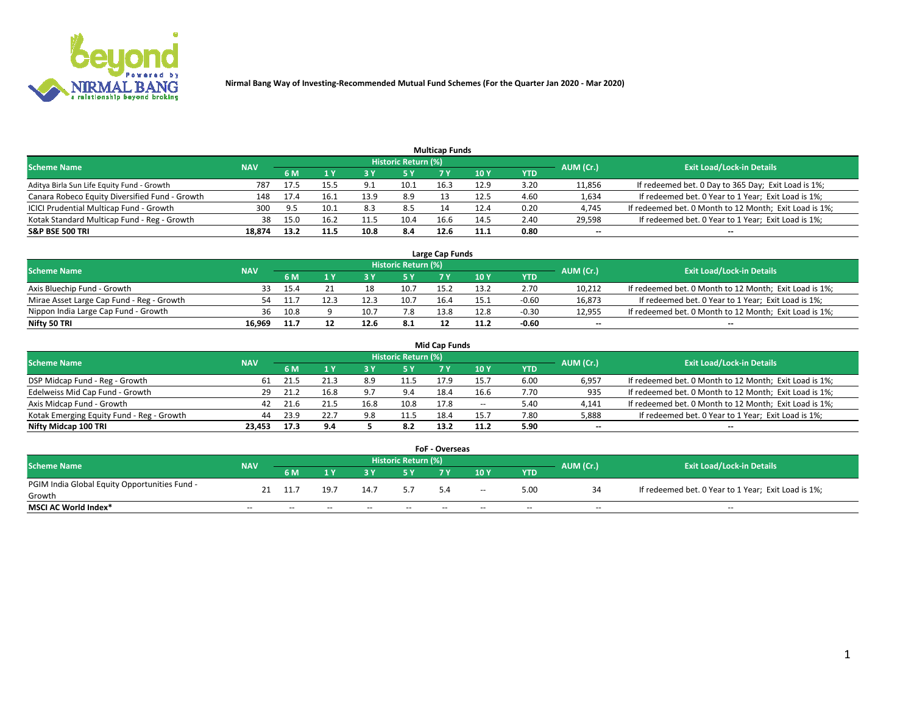# Nirmal Bang Way of Investing-Recommended Mutual Fund Schemes (For the Quarter Jan 2020 - Mar 2020)

## Multicap Funds

| Scheme Name | NAV | Historic Return (%) | | | | | | | AUM (Cr.) | Exit Load/Lock-in Details |
|---|---|---|---|---|---|---|---|---|---|---|
| | | 6 M | 1 Y | 3 Y | 5 Y | 7 Y | 10 Y | YTD | | |
| Aditya Birla Sun Life Equity Fund - Growth | 787 | 17.5 | 15.5 | 9.1 | 10.1 | 16.3 | 12.9 | 3.20 | 11,856 | If redeemed bet. 0 Day to 365 Day; Exit Load is 1%; |
| Canara Robeco Equity Diversified Fund - Growth | 148 | 17.4 | 16.1 | 13.9 | 8.9 | 13 | 12.5 | 4.60 | 1,634 | If redeemed bet. 0 Year to 1 Year; Exit Load is 1%; |
| ICICI Prudential Multicap Fund - Growth | 300 | 9.5 | 10.1 | 8.3 | 8.5 | 14 | 12.4 | 0.20 | 4,745 | If redeemed bet. 0 Month to 12 Month; Exit Load is 1%; |
| Kotak Standard Multicap Fund - Reg - Growth | 38 | 15.0 | 16.2 | 11.5 | 10.4 | 16.6 | 14.5 | 2.40 | 29,598 | If redeemed bet. 0 Year to 1 Year; Exit Load is 1%; |
| **S&P BSE 500 TRI** | **18,874** | **13.2** | **11.5** | **10.8** | **8.4** | **12.6** | **11.1** | **0.80** | **--** | **--** |

## Large Cap Funds

| Scheme Name | NAV | Historic Return (%) | | | | | | | AUM (Cr.) | Exit Load/Lock-in Details |
|---|---|---|---|---|---|---|---|---|---|---|
| | | 6 M | 1 Y | 3 Y | 5 Y | 7 Y | 10 Y | YTD | | |
| Axis Bluechip Fund - Growth | 33 | 15.4 | 21 | 18 | 10.7 | 15.2 | 13.2 | 2.70 | 10,212 | If redeemed bet. 0 Month to 12 Month; Exit Load is 1%; |
| Mirae Asset Large Cap Fund - Reg - Growth | 54 | 11.7 | 12.3 | 12.3 | 10.7 | 16.4 | 15.1 | -0.60 | 16,873 | If redeemed bet. 0 Year to 1 Year; Exit Load is 1%; |
| Nippon India Large Cap Fund - Growth | 36 | 10.8 | 9 | 10.7 | 7.8 | 13.8 | 12.8 | -0.30 | 12,955 | If redeemed bet. 0 Month to 12 Month; Exit Load is 1%; |
| **Nifty 50 TRI** | **16,969** | **11.7** | **12** | **12.6** | **8.1** | **12** | **11.2** | **-0.60** | **--** | **--** |

## Mid Cap Funds

| Scheme Name | NAV | Historic Return (%) | | | | | | | AUM (Cr.) | Exit Load/Lock-in Details |
|---|---|---|---|---|---|---|---|---|---|---|
| | | 6 M | 1 Y | 3 Y | 5 Y | 7 Y | 10 Y | YTD | | |
| DSP Midcap Fund - Reg - Growth | 61 | 21.5 | 21.3 | 8.9 | 11.5 | 17.9 | 15.7 | 6.00 | 6,957 | If redeemed bet. 0 Month to 12 Month; Exit Load is 1%; |
| Edelweiss Mid Cap Fund - Growth | 29 | 21.2 | 16.8 | 9.7 | 9.4 | 18.4 | 16.6 | 7.70 | 935 | If redeemed bet. 0 Month to 12 Month; Exit Load is 1%; |
| Axis Midcap Fund - Growth | 42 | 21.6 | 21.5 | 16.8 | 10.8 | 17.8 | -- | 5.40 | 4,141 | If redeemed bet. 0 Month to 12 Month; Exit Load is 1%; |
| Kotak Emerging Equity Fund - Reg - Growth | 44 | 23.9 | 22.7 | 9.8 | 11.5 | 18.4 | 15.7 | 7.80 | 5,888 | If redeemed bet. 0 Year to 1 Year; Exit Load is 1%; |
| **Nifty Midcap 100 TRI** | **23,453** | **17.3** | **9.4** | **5** | **8.2** | **13.2** | **11.2** | **5.90** | **--** | **--** |

## FoF - Overseas

| Scheme Name | NAV | Historic Return (%) | | | | | | | AUM (Cr.) | Exit Load/Lock-in Details |
|---|---|---|---|---|---|---|---|---|---|---|
| | | 6 M | 1 Y | 3 Y | 5 Y | 7 Y | 10 Y | YTD | | |
| PGIM India Global Equity Opportunities Fund - Growth | 21 | 11.7 | 19.7 | 14.7 | 5.7 | 5.4 | -- | 5.00 | 34 | If redeemed bet. 0 Year to 1 Year; Exit Load is 1%; |
| **MSCI AC World Index*** | -- | -- | -- | -- | -- | -- | -- | -- | -- | -- |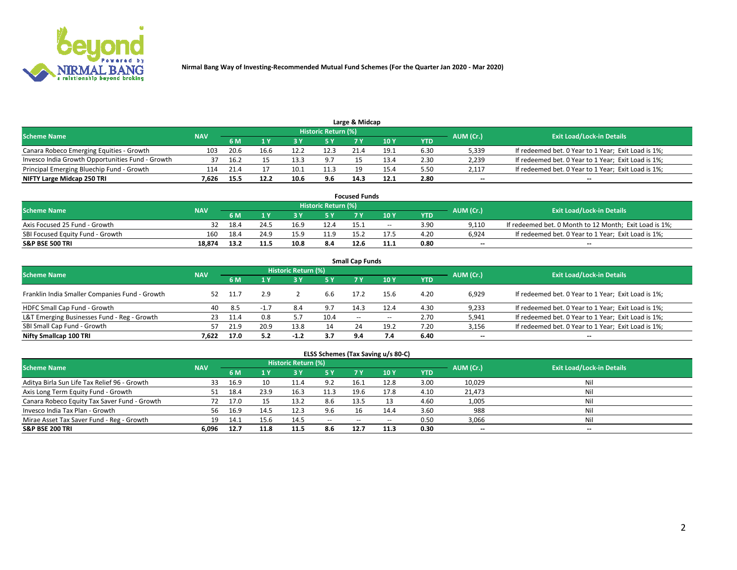Nirmal Bang Way of Investing-Recommended Mutual Fund Schemes (For the Quarter Jan 2020 - Mar 2020)

## Large & Midcap

| Scheme Name | NAV | Historic Return (%) | | | | | | | AUM (Cr.) | Exit Load/Lock-in Details |
|---|---|---|---|---|---|---|---|---|---|---|
| | | 6 M | 1 Y | 3 Y | 5 Y | 7 Y | 10 Y | YTD | | |
| Canara Robeco Emerging Equities - Growth | 103 | 20.6 | 16.6 | 12.2 | 12.3 | 21.4 | 19.1 | 6.30 | 5,339 | If redeemed bet. 0 Year to 1 Year; Exit Load is 1%; |
| Invesco India Growth Opportunities Fund - Growth | 37 | 16.2 | 15 | 13.3 | 9.7 | 15 | 13.4 | 2.30 | 2,239 | If redeemed bet. 0 Year to 1 Year; Exit Load is 1%; |
| Principal Emerging Bluechip Fund - Growth | 114 | 21.4 | 17 | 10.1 | 11.3 | 19 | 15.4 | 5.50 | 2,117 | If redeemed bet. 0 Year to 1 Year; Exit Load is 1%; |
| **NIFTY Large Midcap 250 TRI** | **7,626** | **15.5** | **12.2** | **10.6** | **9.6** | **14.3** | **12.1** | **2.80** | -- | -- |

## Focused Funds

| Scheme Name | NAV | Historic Return (%) | | | | | | | AUM (Cr.) | Exit Load/Lock-in Details |
|---|---|---|---|---|---|---|---|---|---|---|
| | | 6 M | 1 Y | 3 Y | 5 Y | 7 Y | 10 Y | YTD | | |
| Axis Focused 25 Fund - Growth | 32 | 18.4 | 24.5 | 16.9 | 12.4 | 15.1 | -- | 3.90 | 9,110 | If redeemed bet. 0 Month to 12 Month; Exit Load is 1%; |
| SBI Focused Equity Fund - Growth | 160 | 18.4 | 24.9 | 15.9 | 11.9 | 15.2 | 17.5 | 4.20 | 6,924 | If redeemed bet. 0 Year to 1 Year; Exit Load is 1%; |
| **S&P BSE 500 TRI** | **18,874** | **13.2** | **11.5** | **10.8** | **8.4** | **12.6** | **11.1** | **0.80** | -- | -- |

## Small Cap Funds

| Scheme Name | NAV | Historic Return (%) | | | | | | | AUM (Cr.) | Exit Load/Lock-in Details |
|---|---|---|---|---|---|---|---|---|---|---|
| | | 6 M | 1 Y | 3 Y | 5 Y | 7 Y | 10 Y | YTD | | |
| Franklin India Smaller Companies Fund - Growth | 52 | 11.7 | 2.9 | 2 | 6.6 | 17.2 | 15.6 | 4.20 | 6,929 | If redeemed bet. 0 Year to 1 Year; Exit Load is 1%; |
| HDFC Small Cap Fund - Growth | 40 | 8.5 | -1.7 | 8.4 | 9.7 | 14.3 | 12.4 | 4.30 | 9,233 | If redeemed bet. 0 Year to 1 Year; Exit Load is 1%; |
| L&T Emerging Businesses Fund - Reg - Growth | 23 | 11.4 | 0.8 | 5.7 | 10.4 | -- | -- | 2.70 | 5,941 | If redeemed bet. 0 Year to 1 Year; Exit Load is 1%; |
| SBI Small Cap Fund - Growth | 57 | 21.9 | 20.9 | 13.8 | 14 | 24 | 19.2 | 7.20 | 3,156 | If redeemed bet. 0 Year to 1 Year; Exit Load is 1%; |
| **Nifty Smallcap 100 TRI** | **7,622** | **17.0** | **5.2** | **-1.2** | **3.7** | **9.4** | **7.4** | **6.40** | -- | -- |

## ELSS Schemes (Tax Saving u/s 80-C)

| Scheme Name | NAV | Historic Return (%) | | | | | | | AUM (Cr.) | Exit Load/Lock-in Details |
|---|---|---|---|---|---|---|---|---|---|---|
| | | 6 M | 1 Y | 3 Y | 5 Y | 7 Y | 10 Y | YTD | | |
| Aditya Birla Sun Life Tax Relief 96 - Growth | 33 | 16.9 | 10 | 11.4 | 9.2 | 16.1 | 12.8 | 3.00 | 10,029 | Nil |
| Axis Long Term Equity Fund - Growth | 51 | 18.4 | 23.9 | 16.3 | 11.3 | 19.6 | 17.8 | 4.10 | 21,473 | Nil |
| Canara Robeco Equity Tax Saver Fund - Growth | 72 | 17.0 | 15 | 13.2 | 8.6 | 13.5 | 13 | 4.60 | 1,005 | Nil |
| Invesco India Tax Plan - Growth | 56 | 16.9 | 14.5 | 12.3 | 9.6 | 16 | 14.4 | 3.60 | 988 | Nil |
| Mirae Asset Tax Saver Fund - Reg - Growth | 19 | 14.1 | 15.6 | 14.5 | -- | -- | -- | 0.50 | 3,066 | Nil |
| **S&P BSE 200 TRI** | **6,096** | **12.7** | **11.8** | **11.5** | **8.6** | **12.7** | **11.3** | **0.30** | -- | -- |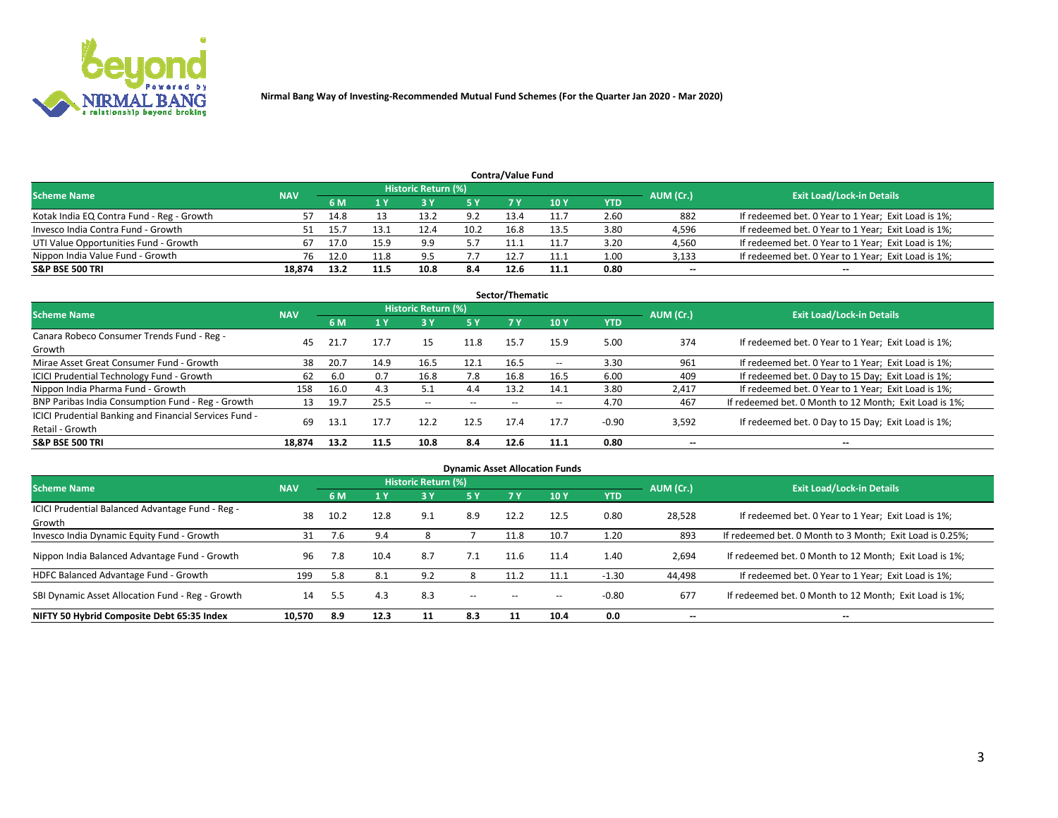Nirmal Bang Way of Investing-Recommended Mutual Fund Schemes (For the Quarter Jan 2020 - Mar 2020)

## Contra/Value Fund

| Scheme Name | NAV | Historic Return (%) | | | | | | | AUM (Cr.) | Exit Load/Lock-in Details |
|---|---|---|---|---|---|---|---|---|---|---|
| | | 6 M | 1 Y | 3 Y | 5 Y | 7 Y | 10 Y | YTD | | |
| Kotak India EQ Contra Fund - Reg - Growth | 57 | 14.8 | 13 | 13.2 | 9.2 | 13.4 | 11.7 | 2.60 | 882 | If redeemed bet. 0 Year to 1 Year; Exit Load is 1%; |
| Invesco India Contra Fund - Growth | 51 | 15.7 | 13.1 | 12.4 | 10.2 | 16.8 | 13.5 | 3.80 | 4,596 | If redeemed bet. 0 Year to 1 Year; Exit Load is 1%; |
| UTI Value Opportunities Fund - Growth | 67 | 17.0 | 15.9 | 9.9 | 5.7 | 11.1 | 11.7 | 3.20 | 4,560 | If redeemed bet. 0 Year to 1 Year; Exit Load is 1%; |
| Nippon India Value Fund - Growth | 76 | 12.0 | 11.8 | 9.5 | 7.7 | 12.7 | 11.1 | 1.00 | 3,133 | If redeemed bet. 0 Year to 1 Year; Exit Load is 1%; |
| **S&P BSE 500 TRI** | **18,874** | **13.2** | **11.5** | **10.8** | **8.4** | **12.6** | **11.1** | **0.80** | -- | -- |

## Sector/Thematic

| Scheme Name | NAV | Historic Return (%) | | | | | | | AUM (Cr.) | Exit Load/Lock-in Details |
|---|---|---|---|---|---|---|---|---|---|---|
| | | 6 M | 1 Y | 3 Y | 5 Y | 7 Y | 10 Y | YTD | | |
| Canara Robeco Consumer Trends Fund - Reg - Growth | 45 | 21.7 | 17.7 | 15 | 11.8 | 15.7 | 15.9 | 5.00 | 374 | If redeemed bet. 0 Year to 1 Year; Exit Load is 1%; |
| Mirae Asset Great Consumer Fund - Growth | 38 | 20.7 | 14.9 | 16.5 | 12.1 | 16.5 | -- | 3.30 | 961 | If redeemed bet. 0 Year to 1 Year; Exit Load is 1%; |
| ICICI Prudential Technology Fund - Growth | 62 | 6.0 | 0.7 | 16.8 | 7.8 | 16.8 | 16.5 | 6.00 | 409 | If redeemed bet. 0 Day to 15 Day; Exit Load is 1%; |
| Nippon India Pharma Fund - Growth | 158 | 16.0 | 4.3 | 5.1 | 4.4 | 13.2 | 14.1 | 3.80 | 2,417 | If redeemed bet. 0 Year to 1 Year; Exit Load is 1%; |
| BNP Paribas India Consumption Fund - Reg - Growth | 13 | 19.7 | 25.5 | -- | -- | -- | -- | 4.70 | 467 | If redeemed bet. 0 Month to 12 Month; Exit Load is 1%; |
| ICICI Prudential Banking and Financial Services Fund - Retail - Growth | 69 | 13.1 | 17.7 | 12.2 | 12.5 | 17.4 | 17.7 | -0.90 | 3,592 | If redeemed bet. 0 Day to 15 Day; Exit Load is 1%; |
| **S&P BSE 500 TRI** | **18,874** | **13.2** | **11.5** | **10.8** | **8.4** | **12.6** | **11.1** | **0.80** | -- | -- |

## Dynamic Asset Allocation Funds

| Scheme Name | NAV | Historic Return (%) | | | | | | | AUM (Cr.) | Exit Load/Lock-in Details |
|---|---|---|---|---|---|---|---|---|---|---|
| | | 6 M | 1 Y | 3 Y | 5 Y | 7 Y | 10 Y | YTD | | |
| ICICI Prudential Balanced Advantage Fund - Reg - Growth | 38 | 10.2 | 12.8 | 9.1 | 8.9 | 12.2 | 12.5 | 0.80 | 28,528 | If redeemed bet. 0 Year to 1 Year; Exit Load is 1%; |
| Invesco India Dynamic Equity Fund - Growth | 31 | 7.6 | 9.4 | 8 | 7 | 11.8 | 10.7 | 1.20 | 893 | If redeemed bet. 0 Month to 3 Month; Exit Load is 0.25%; |
| Nippon India Balanced Advantage Fund - Growth | 96 | 7.8 | 10.4 | 8.7 | 7.1 | 11.6 | 11.4 | 1.40 | 2,694 | If redeemed bet. 0 Month to 12 Month; Exit Load is 1%; |
| HDFC Balanced Advantage Fund - Growth | 199 | 5.8 | 8.1 | 9.2 | 8 | 11.2 | 11.1 | -1.30 | 44,498 | If redeemed bet. 0 Year to 1 Year; Exit Load is 1%; |
| SBI Dynamic Asset Allocation Fund - Reg - Growth | 14 | 5.5 | 4.3 | 8.3 | -- | -- | -- | -0.80 | 677 | If redeemed bet. 0 Month to 12 Month; Exit Load is 1%; |
| **NIFTY 50 Hybrid Composite Debt 65:35 Index** | **10,570** | **8.9** | **12.3** | **11** | **8.3** | **11** | **10.4** | **0.0** | -- | -- |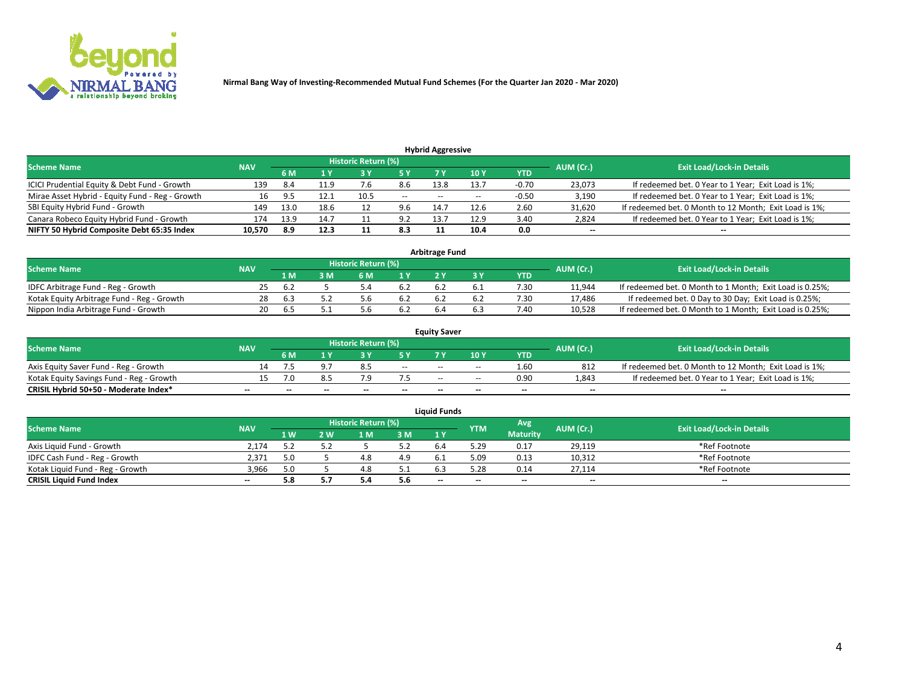Nirmal Bang Way of Investing-Recommended Mutual Fund Schemes (For the Quarter Jan 2020 - Mar 2020)

### Hybrid Aggressive

| Scheme Name | NAV | Historic Return (%) | | | | | | | AUM (Cr.) | Exit Load/Lock-in Details |
|---|---|---|---|---|---|---|---|---|---|---|
| | | 6 M | 1 Y | 3 Y | 5 Y | 7 Y | 10 Y | YTD | | |
| ICICI Prudential Equity & Debt Fund - Growth | 139 | 8.4 | 11.9 | 7.6 | 8.6 | 13.8 | 13.7 | -0.70 | 23,073 | If redeemed bet. 0 Year to 1 Year; Exit Load is 1%; |
| Mirae Asset Hybrid - Equity Fund - Reg - Growth | 16 | 9.5 | 12.1 | 10.5 | -- | -- | -- | -0.50 | 3,190 | If redeemed bet. 0 Year to 1 Year; Exit Load is 1%; |
| SBI Equity Hybrid Fund - Growth | 149 | 13.0 | 18.6 | 12 | 9.6 | 14.7 | 12.6 | 2.60 | 31,620 | If redeemed bet. 0 Month to 12 Month; Exit Load is 1%; |
| Canara Robeco Equity Hybrid Fund - Growth | 174 | 13.9 | 14.7 | 11 | 9.2 | 13.7 | 12.9 | 3.40 | 2,824 | If redeemed bet. 0 Year to 1 Year; Exit Load is 1%; |
| **NIFTY 50 Hybrid Composite Debt 65:35 Index** | **10,570** | **8.9** | **12.3** | **11** | **8.3** | **11** | **10.4** | **0.0** | **--** | **--** |

### Arbitrage Fund

| Scheme Name | NAV | Historic Return (%) | | | | | | | AUM (Cr.) | Exit Load/Lock-in Details |
|---|---|---|---|---|---|---|---|---|---|---|
| | | 1 M | 3 M | 6 M | 1 Y | 2 Y | 3 Y | YTD | | |
| IDFC Arbitrage Fund - Reg - Growth | 25 | 6.2 | 5 | 5.4 | 6.2 | 6.2 | 6.1 | 7.30 | 11,944 | If redeemed bet. 0 Month to 1 Month; Exit Load is 0.25%; |
| Kotak Equity Arbitrage Fund - Reg - Growth | 28 | 6.3 | 5.2 | 5.6 | 6.2 | 6.2 | 6.2 | 7.30 | 17,486 | If redeemed bet. 0 Day to 30 Day; Exit Load is 0.25%; |
| Nippon India Arbitrage Fund - Growth | 20 | 6.5 | 5.1 | 5.6 | 6.2 | 6.4 | 6.3 | 7.40 | 10,528 | If redeemed bet. 0 Month to 1 Month; Exit Load is 0.25%; |

### Equity Saver

| Scheme Name | NAV | Historic Return (%) | | | | | | | AUM (Cr.) | Exit Load/Lock-in Details |
|---|---|---|---|---|---|---|---|---|---|---|
| | | 6 M | 1 Y | 3 Y | 5 Y | 7 Y | 10 Y | YTD | | |
| Axis Equity Saver Fund - Reg - Growth | 14 | 7.5 | 9.7 | 8.5 | -- | -- | -- | 1.60 | 812 | If redeemed bet. 0 Month to 12 Month; Exit Load is 1%; |
| Kotak Equity Savings Fund - Reg - Growth | 15 | 7.0 | 8.5 | 7.9 | 7.5 | -- | -- | 0.90 | 1,843 | If redeemed bet. 0 Year to 1 Year; Exit Load is 1%; |
| **CRISIL Hybrid 50+50 - Moderate Index*** | **--** | **--** | **--** | **--** | **--** | **--** | **--** | **--** | **--** | **--** |

### Liquid Funds

| Scheme Name | NAV | Historic Return (%) | | | | | YTM | Avg Maturity | AUM (Cr.) | Exit Load/Lock-in Details |
|---|---|---|---|---|---|---|---|---|---|---|
| | | 1 W | 2 W | 1 M | 3 M | 1 Y | | | | |
| Axis Liquid Fund - Growth | 2,174 | 5.2 | 5.2 | 5 | 5.2 | 6.4 | 5.29 | 0.17 | 29,119 | *Ref Footnote |
| IDFC Cash Fund - Reg - Growth | 2,371 | 5.0 | 5 | 4.8 | 4.9 | 6.1 | 5.09 | 0.13 | 10,312 | *Ref Footnote |
| Kotak Liquid Fund - Reg - Growth | 3,966 | 5.0 | 5 | 4.8 | 5.1 | 6.3 | 5.28 | 0.14 | 27,114 | *Ref Footnote |
| **CRISIL Liquid Fund Index** | **--** | **5.8** | **5.7** | **5.4** | **5.6** | **--** | **--** | **--** | **--** | **--** |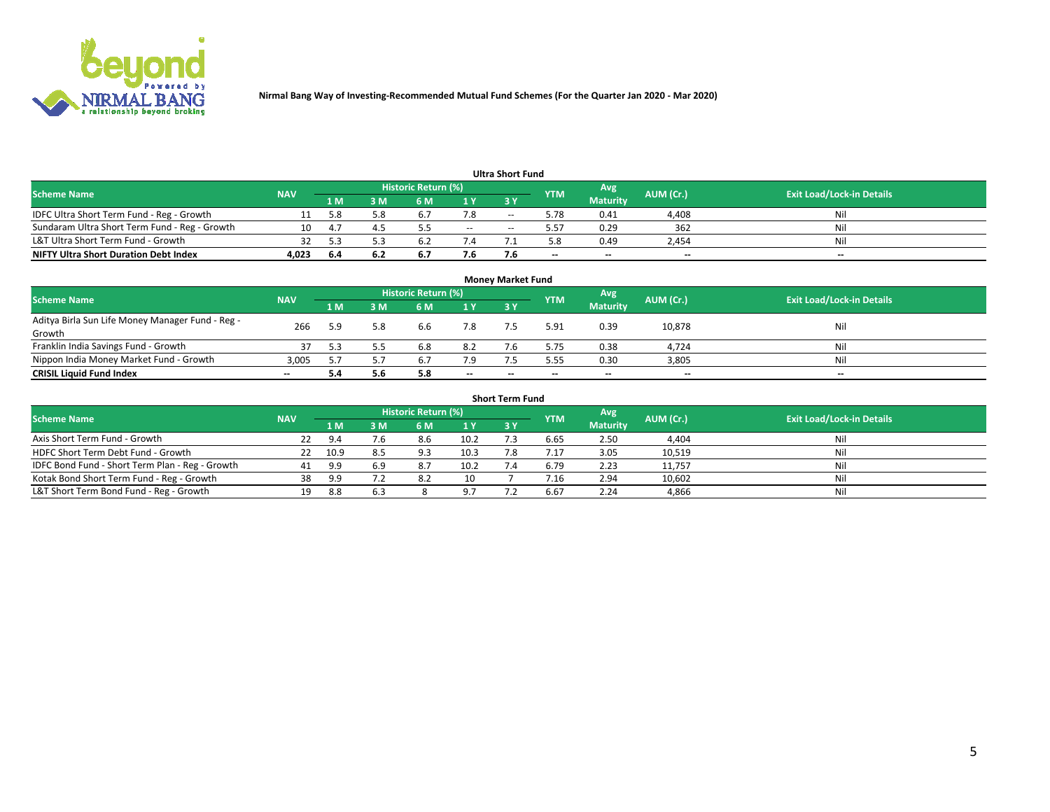Nirmal Bang Way of Investing-Recommended Mutual Fund Schemes (For the Quarter Jan 2020 - Mar 2020)

## Ultra Short Fund

| Scheme Name | NAV | Historic Return (%) | | | | | YTM | Avg Maturity | AUM (Cr.) | Exit Load/Lock-in Details |
|---|---|---|---|---|---|---|---|---|---|---|
| | | 1 M | 3 M | 6 M | 1 Y | 3 Y | | | | |
| IDFC Ultra Short Term Fund - Reg - Growth | 11 | 5.8 | 5.8 | 6.7 | 7.8 | -- | 5.78 | 0.41 | 4,408 | Nil |
| Sundaram Ultra Short Term Fund - Reg - Growth | 10 | 4.7 | 4.5 | 5.5 | -- | -- | 5.57 | 0.29 | 362 | Nil |
| L&T Ultra Short Term Fund - Growth | 32 | 5.3 | 5.3 | 6.2 | 7.4 | 7.1 | 5.8 | 0.49 | 2,454 | Nil |
| **NIFTY Ultra Short Duration Debt Index** | **4,023** | **6.4** | **6.2** | **6.7** | **7.6** | **7.6** | **--** | **--** | **--** | **--** |

## Money Market Fund

| Scheme Name | NAV | Historic Return (%) | | | | | YTM | Avg Maturity | AUM (Cr.) | Exit Load/Lock-in Details |
|---|---|---|---|---|---|---|---|---|---|---|
| | | 1 M | 3 M | 6 M | 1 Y | 3 Y | | | | |
| Aditya Birla Sun Life Money Manager Fund - Reg - Growth | 266 | 5.9 | 5.8 | 6.6 | 7.8 | 7.5 | 5.91 | 0.39 | 10,878 | Nil |
| Franklin India Savings Fund - Growth | 37 | 5.3 | 5.5 | 6.8 | 8.2 | 7.6 | 5.75 | 0.38 | 4,724 | Nil |
| Nippon India Money Market Fund - Growth | 3,005 | 5.7 | 5.7 | 6.7 | 7.9 | 7.5 | 5.55 | 0.30 | 3,805 | Nil |
| **CRISIL Liquid Fund Index** | **--** | **5.4** | **5.6** | **5.8** | **--** | **--** | **--** | **--** | **--** | **--** |

## Short Term Fund

| Scheme Name | NAV | Historic Return (%) | | | | | YTM | Avg Maturity | AUM (Cr.) | Exit Load/Lock-in Details |
|---|---|---|---|---|---|---|---|---|---|---|
| | | 1 M | 3 M | 6 M | 1 Y | 3 Y | | | | |
| Axis Short Term Fund - Growth | 22 | 9.4 | 7.6 | 8.6 | 10.2 | 7.3 | 6.65 | 2.50 | 4,404 | Nil |
| HDFC Short Term Debt Fund - Growth | 22 | 10.9 | 8.5 | 9.3 | 10.3 | 7.8 | 7.17 | 3.05 | 10,519 | Nil |
| IDFC Bond Fund - Short Term Plan - Reg - Growth | 41 | 9.9 | 6.9 | 8.7 | 10.2 | 7.4 | 6.79 | 2.23 | 11,757 | Nil |
| Kotak Bond Short Term Fund - Reg - Growth | 38 | 9.9 | 7.2 | 8.2 | 10 | 7 | 7.16 | 2.94 | 10,602 | Nil |
| L&T Short Term Bond Fund - Reg - Growth | 19 | 8.8 | 6.3 | 8 | 9.7 | 7.2 | 6.67 | 2.24 | 4,866 | Nil |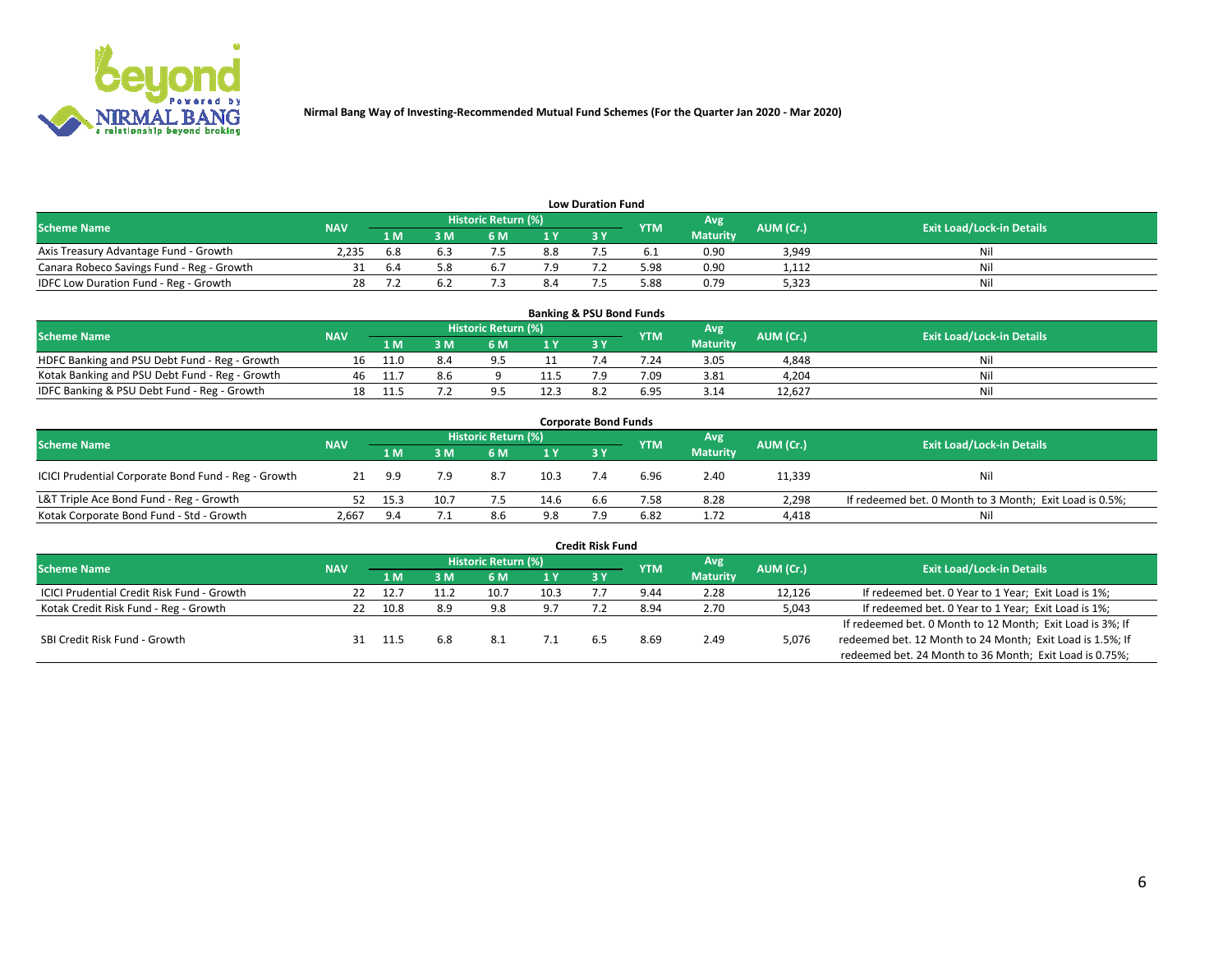Nirmal Bang Way of Investing-Recommended Mutual Fund Schemes (For the Quarter Jan 2020 - Mar 2020)

### Low Duration Fund

| Scheme Name | NAV | Historic Return (%) | | | | | YTM | Avg Maturity | AUM (Cr.) | Exit Load/Lock-in Details |
|---|---|---|---|---|---|---|---|---|---|---|
| | | 1 M | 3 M | 6 M | 1 Y | 3 Y | | | | |
| Axis Treasury Advantage Fund - Growth | 2,235 | 6.8 | 6.3 | 7.5 | 8.8 | 7.5 | 6.1 | 0.90 | 3,949 | Nil |
| Canara Robeco Savings Fund - Reg - Growth | 31 | 6.4 | 5.8 | 6.7 | 7.9 | 7.2 | 5.98 | 0.90 | 1,112 | Nil |
| IDFC Low Duration Fund - Reg - Growth | 28 | 7.2 | 6.2 | 7.3 | 8.4 | 7.5 | 5.88 | 0.79 | 5,323 | Nil |

### Banking & PSU Bond Funds

| Scheme Name | NAV | Historic Return (%) | | | | | YTM | Avg Maturity | AUM (Cr.) | Exit Load/Lock-in Details |
|---|---|---|---|---|---|---|---|---|---|---|
| | | 1 M | 3 M | 6 M | 1 Y | 3 Y | | | | |
| HDFC Banking and PSU Debt Fund - Reg - Growth | 16 | 11.0 | 8.4 | 9.5 | 11 | 7.4 | 7.24 | 3.05 | 4,848 | Nil |
| Kotak Banking and PSU Debt Fund - Reg - Growth | 46 | 11.7 | 8.6 | 9 | 11.5 | 7.9 | 7.09 | 3.81 | 4,204 | Nil |
| IDFC Banking & PSU Debt Fund - Reg - Growth | 18 | 11.5 | 7.2 | 9.5 | 12.3 | 8.2 | 6.95 | 3.14 | 12,627 | Nil |

### Corporate Bond Funds

| Scheme Name | NAV | Historic Return (%) | | | | | YTM | Avg Maturity | AUM (Cr.) | Exit Load/Lock-in Details |
|---|---|---|---|---|---|---|---|---|---|---|
| | | 1 M | 3 M | 6 M | 1 Y | 3 Y | | | | |
| ICICI Prudential Corporate Bond Fund - Reg - Growth | 21 | 9.9 | 7.9 | 8.7 | 10.3 | 7.4 | 6.96 | 2.40 | 11,339 | Nil |
| L&T Triple Ace Bond Fund - Reg - Growth | 52 | 15.3 | 10.7 | 7.5 | 14.6 | 6.6 | 7.58 | 8.28 | 2,298 | If redeemed bet. 0 Month to 3 Month; Exit Load is 0.5%; |
| Kotak Corporate Bond Fund - Std - Growth | 2,667 | 9.4 | 7.1 | 8.6 | 9.8 | 7.9 | 6.82 | 1.72 | 4,418 | Nil |

### Credit Risk Fund

| Scheme Name | NAV | Historic Return (%) | | | | | YTM | Avg Maturity | AUM (Cr.) | Exit Load/Lock-in Details |
|---|---|---|---|---|---|---|---|---|---|---|
| | | 1 M | 3 M | 6 M | 1 Y | 3 Y | | | | |
| ICICI Prudential Credit Risk Fund - Growth | 22 | 12.7 | 11.2 | 10.7 | 10.3 | 7.7 | 9.44 | 2.28 | 12,126 | If redeemed bet. 0 Year to 1 Year; Exit Load is 1%; |
| Kotak Credit Risk Fund - Reg - Growth | 22 | 10.8 | 8.9 | 9.8 | 9.7 | 7.2 | 8.94 | 2.70 | 5,043 | If redeemed bet. 0 Year to 1 Year; Exit Load is 1%; |
| SBI Credit Risk Fund - Growth | 31 | 11.5 | 6.8 | 8.1 | 7.1 | 6.5 | 8.69 | 2.49 | 5,076 | If redeemed bet. 0 Month to 12 Month; Exit Load is 3%; If redeemed bet. 12 Month to 24 Month; Exit Load is 1.5%; If redeemed bet. 24 Month to 36 Month; Exit Load is 0.75%; |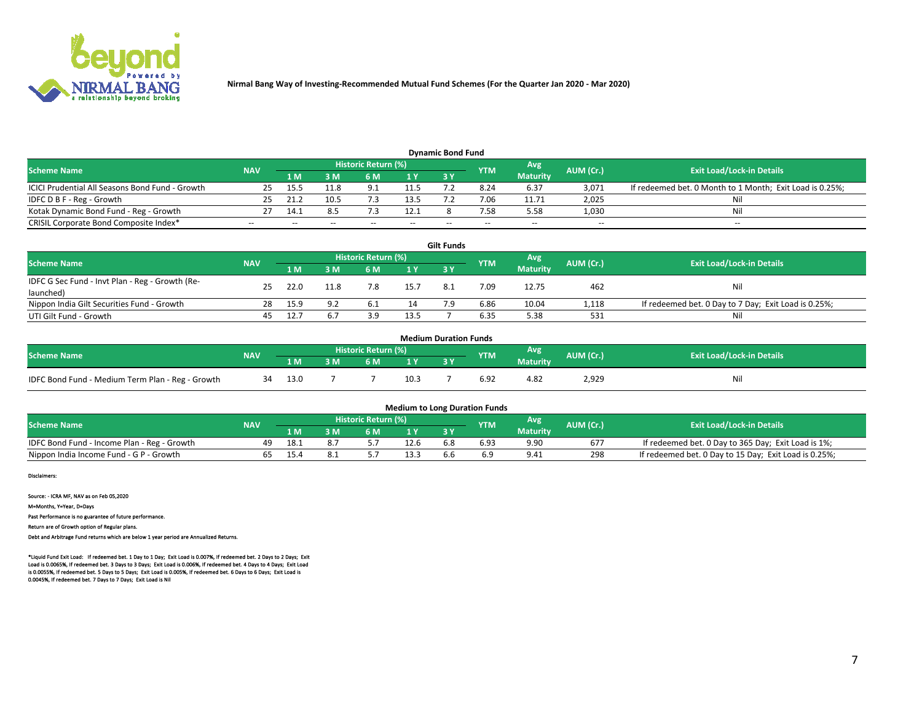Nirmal Bang Way of Investing-Recommended Mutual Fund Schemes (For the Quarter Jan 2020 - Mar 2020)

## Dynamic Bond Fund

| Scheme Name | NAV | Historic Return (%) | | | | | YTM | Avg Maturity | AUM (Cr.) | Exit Load/Lock-in Details |
|---|---|---|---|---|---|---|---|---|---|---|
| | | 1 M | 3 M | 6 M | 1 Y | 3 Y | | | | |
| ICICI Prudential All Seasons Bond Fund - Growth | 25 | 15.5 | 11.8 | 9.1 | 11.5 | 7.2 | 8.24 | 6.37 | 3,071 | If redeemed bet. 0 Month to 1 Month; Exit Load is 0.25%; |
| IDFC D B F - Reg - Growth | 25 | 21.2 | 10.5 | 7.3 | 13.5 | 7.2 | 7.06 | 11.71 | 2,025 | Nil |
| Kotak Dynamic Bond Fund - Reg - Growth | 27 | 14.1 | 8.5 | 7.3 | 12.1 | 8 | 7.58 | 5.58 | 1,030 | Nil |
| CRISIL Corporate Bond Composite Index* | -- | -- | -- | -- | -- | -- | -- | -- | -- | -- |

## Gilt Funds

| Scheme Name | NAV | Historic Return (%) | | | | | YTM | Avg Maturity | AUM (Cr.) | Exit Load/Lock-in Details |
|---|---|---|---|---|---|---|---|---|---|---|
| | | 1 M | 3 M | 6 M | 1 Y | 3 Y | | | | |
| IDFC G Sec Fund - Invt Plan - Reg - Growth (Re-launched) | 25 | 22.0 | 11.8 | 7.8 | 15.7 | 8.1 | 7.09 | 12.75 | 462 | Nil |
| Nippon India Gilt Securities Fund - Growth | 28 | 15.9 | 9.2 | 6.1 | 14 | 7.9 | 6.86 | 10.04 | 1,118 | If redeemed bet. 0 Day to 7 Day; Exit Load is 0.25%; |
| UTI Gilt Fund - Growth | 45 | 12.7 | 6.7 | 3.9 | 13.5 | 7 | 6.35 | 5.38 | 531 | Nil |

## Medium Duration Funds

| Scheme Name | NAV | Historic Return (%) | | | | | YTM | Avg Maturity | AUM (Cr.) | Exit Load/Lock-in Details |
|---|---|---|---|---|---|---|---|---|---|---|
| | | 1 M | 3 M | 6 M | 1 Y | 3 Y | | | | |
| IDFC Bond Fund - Medium Term Plan - Reg - Growth | 34 | 13.0 | 7 | 7 | 10.3 | 7 | 6.92 | 4.82 | 2,929 | Nil |

## Medium to Long Duration Funds

| Scheme Name | NAV | Historic Return (%) | | | | | YTM | Avg Maturity | AUM (Cr.) | Exit Load/Lock-in Details |
|---|---|---|---|---|---|---|---|---|---|---|
| | | 1 M | 3 M | 6 M | 1 Y | 3 Y | | | | |
| IDFC Bond Fund - Income Plan - Reg - Growth | 49 | 18.1 | 8.7 | 5.7 | 12.6 | 6.8 | 6.93 | 9.90 | 677 | If redeemed bet. 0 Day to 365 Day; Exit Load is 1%; |
| Nippon India Income Fund - G P - Growth | 65 | 15.4 | 8.1 | 5.7 | 13.3 | 6.6 | 6.9 | 9.41 | 298 | If redeemed bet. 0 Day to 15 Day; Exit Load is 0.25%; |

Disclaimers:

Source: - ICRA MF, NAV as on Feb 05,2020

M=Months, Y=Year, D=Days

Past Performance is no guarantee of future performance.

Return are of Growth option of Regular plans.

Debt and Arbitrage Fund returns which are below 1 year period are Annualized Returns.

*Liquid Fund Exit Load: If redeemed bet. 1 Day to 1 Day; Exit Load is 0.007%, If redeemed bet. 2 Days to 2 Days; Exit Load is 0.0065%, If redeemed bet. 3 Days to 3 Days; Exit Load is 0.006%, If redeemed bet. 4 Days to 4 Days; Exit Load is 0.0055%, If redeemed bet. 5 Days to 5 Days; Exit Load is 0.005%, If redeemed bet. 6 Days to 6 Days; Exit Load is 0.0045%, If redeemed bet. 7 Days to 7 Days; Exit Load is Nil